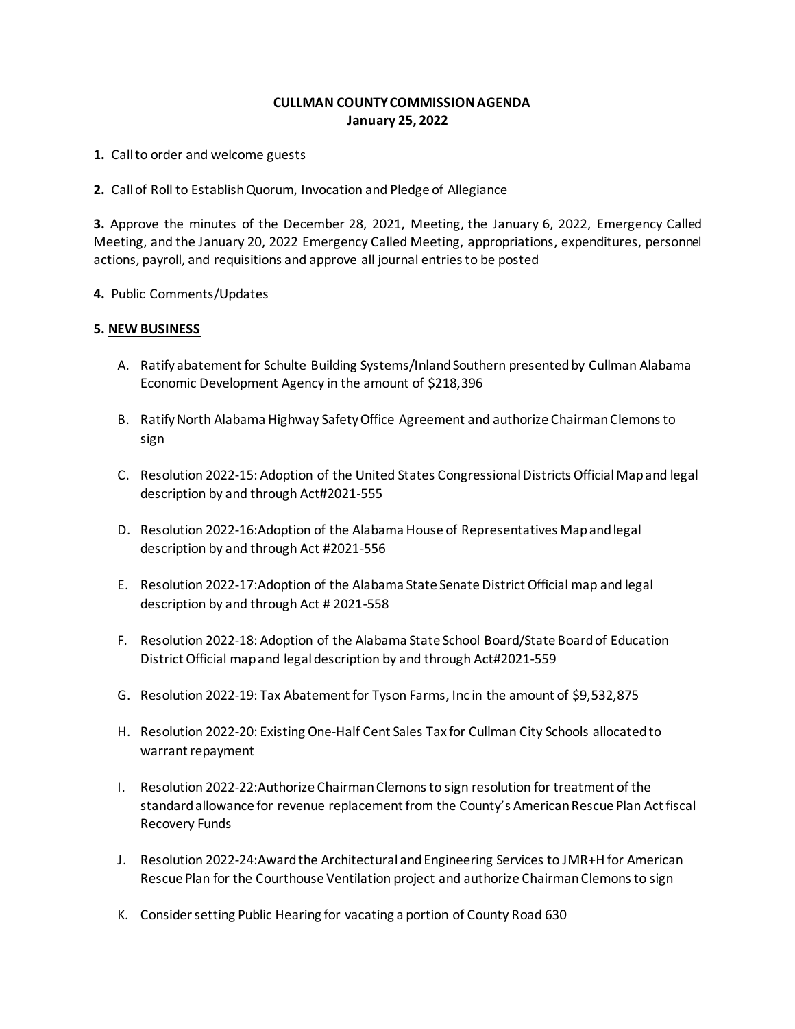# CULLMAN COUNTY COMMISSION AGENDA
## January 25, 2022

**1.** Call to order and welcome guests

**2.** Call of Roll to Establish Quorum, Invocation and Pledge of Allegiance

**3.** Approve the minutes of the December 28, 2021, Meeting, the January 6, 2022, Emergency Called Meeting, and the January 20, 2022 Emergency Called Meeting, appropriations, expenditures, personnel actions, payroll, and requisitions and approve all journal entries to be posted

**4.** Public Comments/Updates

**5. NEW BUSINESS**

A. Ratify abatement for Schulte Building Systems/Inland Southern presented by Cullman Alabama Economic Development Agency in the amount of $218,396

B. Ratify North Alabama Highway Safety Office Agreement and authorize Chairman Clemons to sign

C. Resolution 2022-15: Adoption of the United States Congressional Districts Official Map and legal description by and through Act#2021-555

D. Resolution 2022-16:Adoption of the Alabama House of Representatives Map and legal description by and through Act #2021-556

E. Resolution 2022-17:Adoption of the Alabama State Senate District Official map and legal description by and through Act # 2021-558

F. Resolution 2022-18: Adoption of the Alabama State School Board/State Board of Education District Official map and legal description by and through Act#2021-559

G. Resolution 2022-19: Tax Abatement for Tyson Farms, Inc in the amount of $9,532,875

H. Resolution 2022-20: Existing One-Half Cent Sales Tax for Cullman City Schools allocated to warrant repayment

I. Resolution 2022-22:Authorize Chairman Clemons to sign resolution for treatment of the standard allowance for revenue replacement from the County's American Rescue Plan Act fiscal Recovery Funds

J. Resolution 2022-24:Award the Architectural and Engineering Services to JMR+H for American Rescue Plan for the Courthouse Ventilation project and authorize Chairman Clemons to sign

K. Consider setting Public Hearing for vacating a portion of County Road 630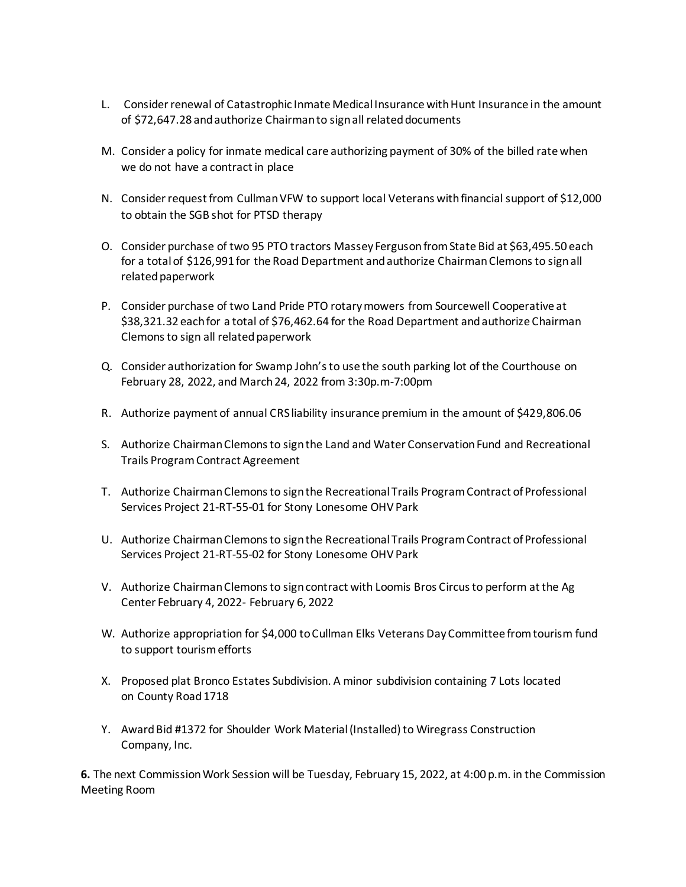L. Consider renewal of Catastrophic Inmate Medical Insurance with Hunt Insurance in the amount of $72,647.28 and authorize Chairman to sign all related documents

M. Consider a policy for inmate medical care authorizing payment of 30% of the billed rate when we do not have a contract in place

N. Consider request from Cullman VFW to support local Veterans with financial support of $12,000 to obtain the SGB shot for PTSD therapy

O. Consider purchase of two 95 PTO tractors Massey Ferguson from State Bid at $63,495.50 each for a total of $126,991 for the Road Department and authorize Chairman Clemons to sign all related paperwork

P. Consider purchase of two Land Pride PTO rotary mowers from Sourcewell Cooperative at $38,321.32 each for a total of $76,462.64 for the Road Department and authorize Chairman Clemons to sign all related paperwork

Q. Consider authorization for Swamp John's to use the south parking lot of the Courthouse on February 28, 2022, and March 24, 2022 from 3:30p.m-7:00pm

R. Authorize payment of annual CRS liability insurance premium in the amount of $429,806.06

S. Authorize Chairman Clemons to sign the Land and Water Conservation Fund and Recreational Trails Program Contract Agreement

T. Authorize Chairman Clemons to sign the Recreational Trails Program Contract of Professional Services Project 21-RT-55-01 for Stony Lonesome OHV Park

U. Authorize Chairman Clemons to sign the Recreational Trails Program Contract of Professional Services Project 21-RT-55-02 for Stony Lonesome OHV Park

V. Authorize Chairman Clemons to sign contract with Loomis Bros Circus to perform at the Ag Center February 4, 2022- February 6, 2022

W. Authorize appropriation for $4,000 to Cullman Elks Veterans Day Committee from tourism fund to support tourism efforts

X. Proposed plat Bronco Estates Subdivision. A minor subdivision containing 7 Lots located on County Road 1718

Y. Award Bid #1372 for Shoulder Work Material (Installed) to Wiregrass Construction Company, Inc.

**6.** The next Commission Work Session will be Tuesday, February 15, 2022, at 4:00 p.m. in the Commission Meeting Room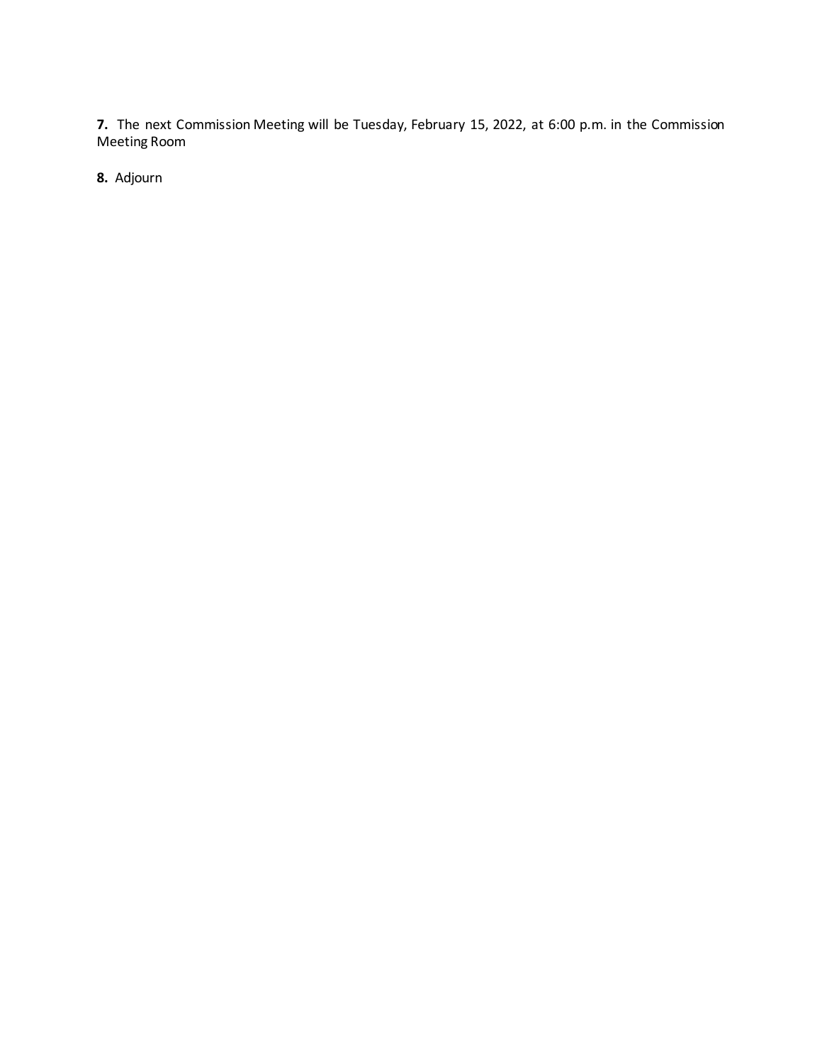**7.** The next Commission Meeting will be Tuesday, February 15, 2022, at 6:00 p.m. in the Commission Meeting Room

**8.** Adjourn